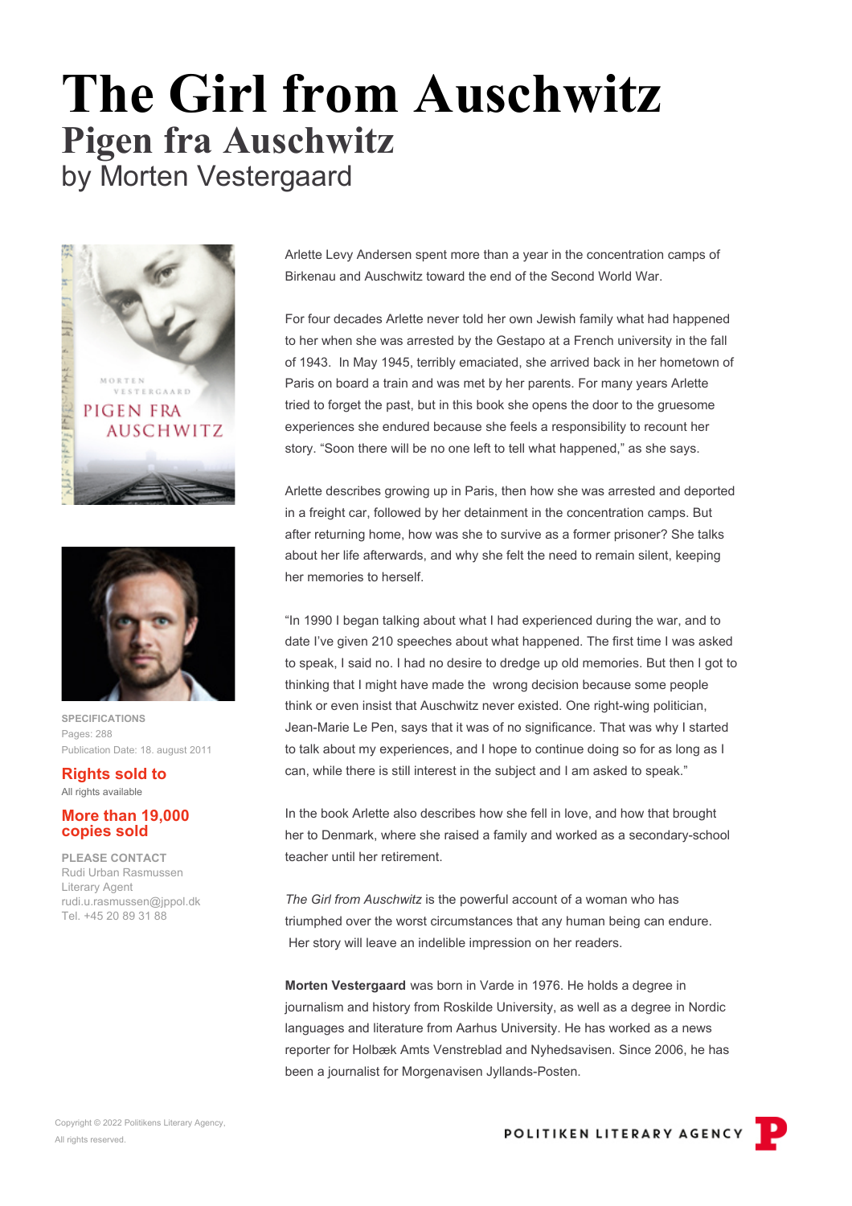# The Girl from Auschwitz

## Pigen fra Auschwitz

by Morten Vestergaard

SPECIFICATIONS
Pages: 288
Publication Date: 18. august 2011

**Rights sold to**
All rights available

**More than 19,000 copies sold**

PLEASE CONTACT
Rudi Urban Rasmussen
Literary Agent
rudi.u.rasmussen@jppol.dk
Tel. +45 20 89 31 88

Arlette Levy Andersen spent more than a year in the concentration camps of Birkenau and Auschwitz toward the end of the Second World War.

For four decades Arlette never told her own Jewish family what had happened to her when she was arrested by the Gestapo at a French university in the fall of 1943. In May 1945, terribly emaciated, she arrived back in her hometown of Paris on board a train and was met by her parents. For many years Arlette tried to forget the past, but in this book she opens the door to the gruesome experiences she endured because she feels a responsibility to recount her story. "Soon there will be no one left to tell what happened," as she says.

Arlette describes growing up in Paris, then how she was arrested and deported in a freight car, followed by her detainment in the concentration camps. But after returning home, how was she to survive as a former prisoner? She talks about her life afterwards, and why she felt the need to remain silent, keeping her memories to herself.

"In 1990 I began talking about what I had experienced during the war, and to date I've given 210 speeches about what happened. The first time I was asked to speak, I said no. I had no desire to dredge up old memories. But then I got to thinking that I might have made the wrong decision because some people think or even insist that Auschwitz never existed. One right-wing politician, Jean-Marie Le Pen, says that it was of no significance. That was why I started to talk about my experiences, and I hope to continue doing so for as long as I can, while there is still interest in the subject and I am asked to speak."

In the book Arlette also describes how she fell in love, and how that brought her to Denmark, where she raised a family and worked as a secondary-school teacher until her retirement.

*The Girl from Auschwitz* is the powerful account of a woman who has triumphed over the worst circumstances that any human being can endure. Her story will leave an indelible impression on her readers.

**Morten Vestergaard** was born in Varde in 1976. He holds a degree in journalism and history from Roskilde University, as well as a degree in Nordic languages and literature from Aarhus University. He has worked as a news reporter for Holbæk Amts Venstreblad and Nyhedsavisen. Since 2006, he has been a journalist for Morgenavisen Jyllands-Posten.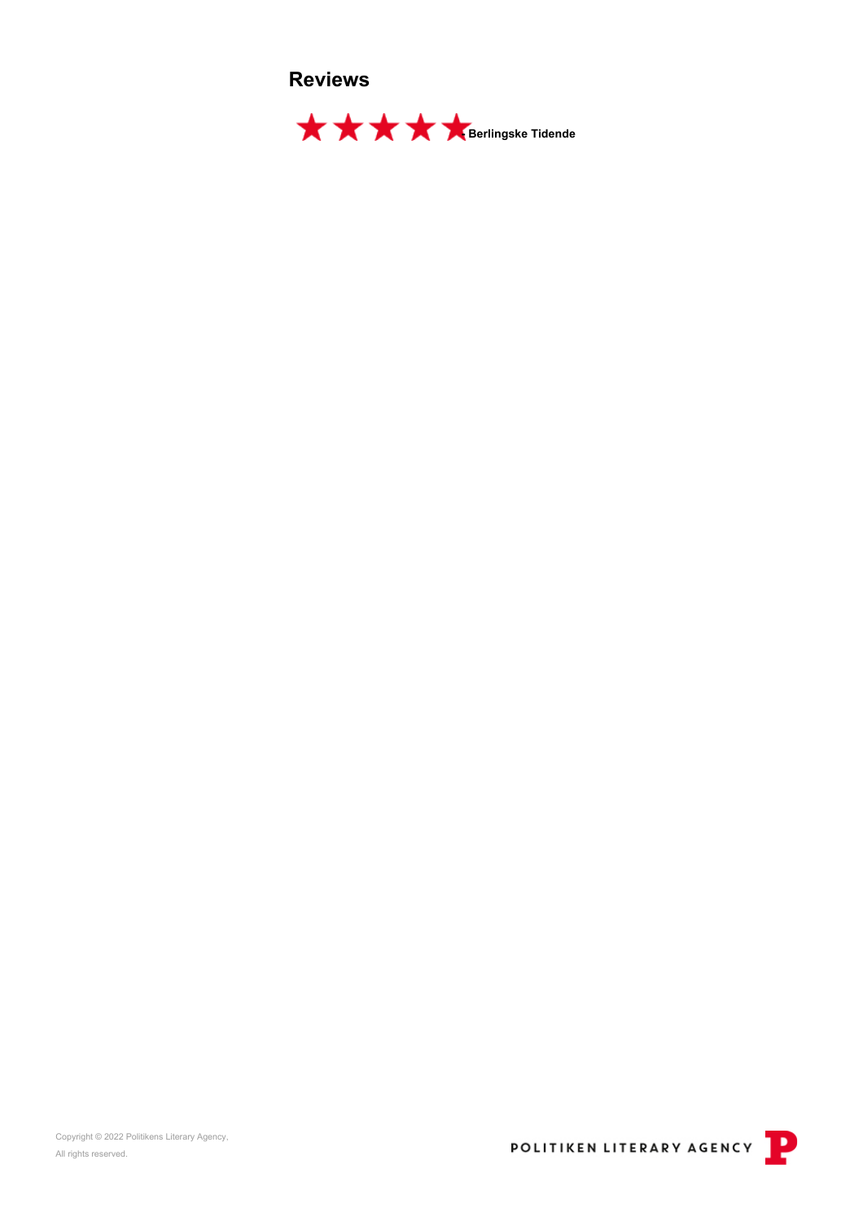## Reviews

★★★★★ - Berlingske Tidende